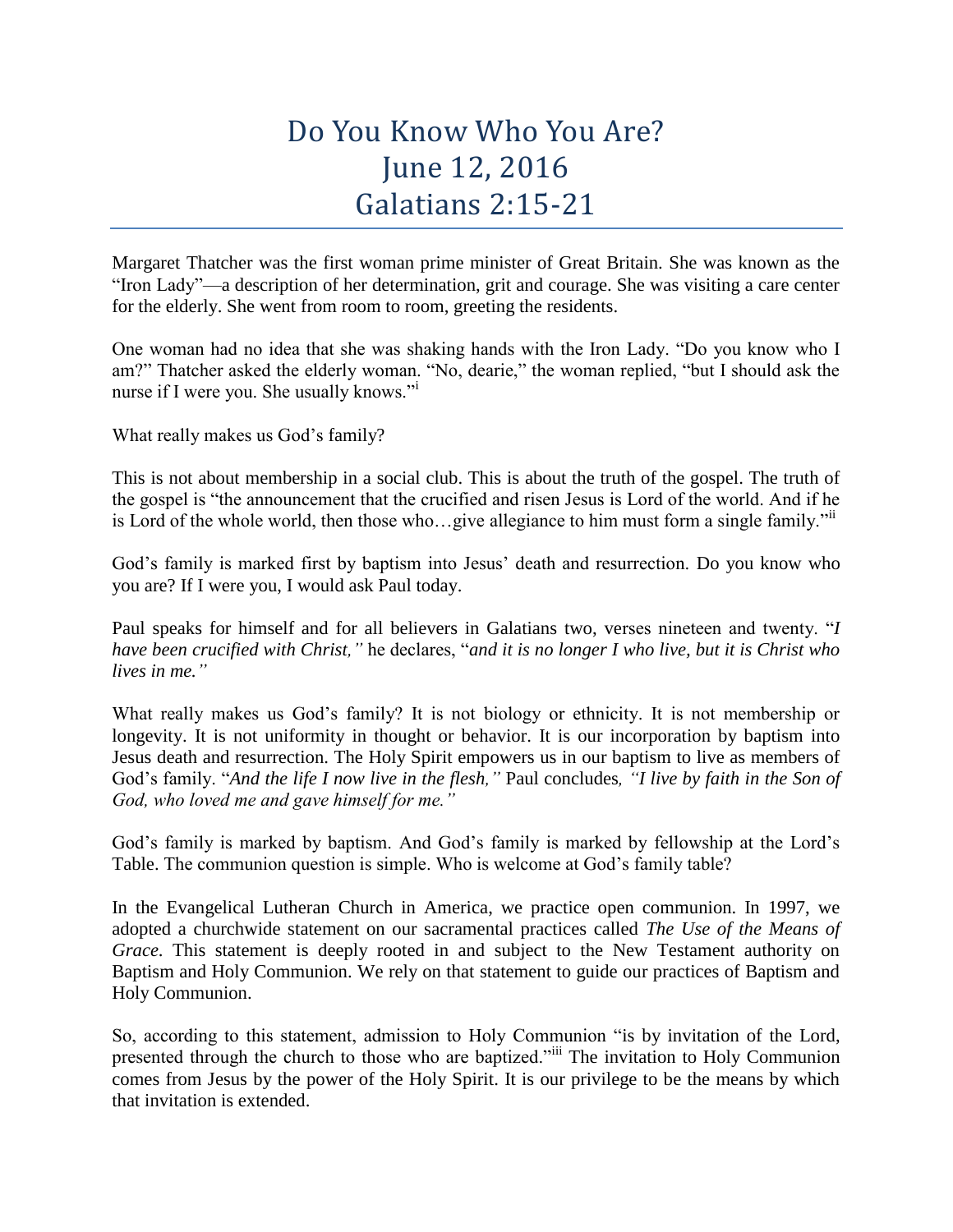# Do You Know Who You Are?
# June 12, 2016
# Galatians 2:15-21

Margaret Thatcher was the first woman prime minister of Great Britain. She was known as the "Iron Lady"—a description of her determination, grit and courage. She was visiting a care center for the elderly. She went from room to room, greeting the residents.

One woman had no idea that she was shaking hands with the Iron Lady. "Do you know who I am?" Thatcher asked the elderly woman. "No, dearie," the woman replied, "but I should ask the nurse if I were you. She usually knows."[i]

What really makes us God's family?

This is not about membership in a social club. This is about the truth of the gospel. The truth of the gospel is "the announcement that the crucified and risen Jesus is Lord of the world. And if he is Lord of the whole world, then those who…give allegiance to him must form a single family."[ii]

God's family is marked first by baptism into Jesus' death and resurrection. Do you know who you are? If I were you, I would ask Paul today.

Paul speaks for himself and for all believers in Galatians two, verses nineteen and twenty. "*I have been crucified with Christ,"* he declares, "*and it is no longer I who live, but it is Christ who lives in me."*

What really makes us God's family? It is not biology or ethnicity. It is not membership or longevity. It is not uniformity in thought or behavior. It is our incorporation by baptism into Jesus death and resurrection. The Holy Spirit empowers us in our baptism to live as members of God's family. "*And the life I now live in the flesh,"* Paul concludes*, "I live by faith in the Son of God, who loved me and gave himself for me."*

God's family is marked by baptism. And God's family is marked by fellowship at the Lord's Table. The communion question is simple. Who is welcome at God's family table?

In the Evangelical Lutheran Church in America, we practice open communion. In 1997, we adopted a churchwide statement on our sacramental practices called *The Use of the Means of Grace*. This statement is deeply rooted in and subject to the New Testament authority on Baptism and Holy Communion. We rely on that statement to guide our practices of Baptism and Holy Communion.

So, according to this statement, admission to Holy Communion "is by invitation of the Lord, presented through the church to those who are baptized."[iii] The invitation to Holy Communion comes from Jesus by the power of the Holy Spirit. It is our privilege to be the means by which that invitation is extended.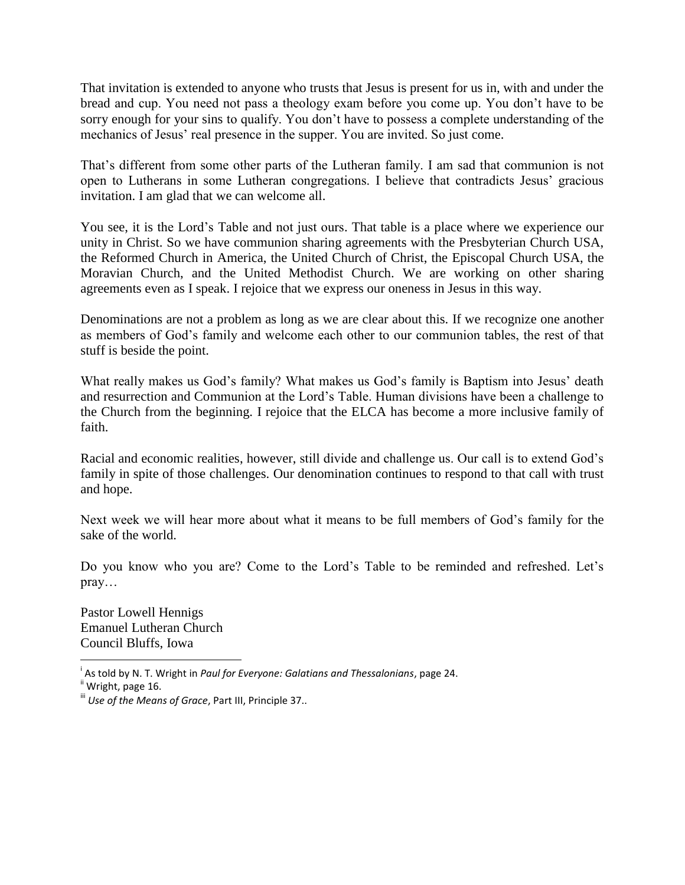That invitation is extended to anyone who trusts that Jesus is present for us in, with and under the bread and cup. You need not pass a theology exam before you come up. You don't have to be sorry enough for your sins to qualify. You don't have to possess a complete understanding of the mechanics of Jesus' real presence in the supper. You are invited. So just come.

That's different from some other parts of the Lutheran family. I am sad that communion is not open to Lutherans in some Lutheran congregations. I believe that contradicts Jesus' gracious invitation. I am glad that we can welcome all.

You see, it is the Lord's Table and not just ours. That table is a place where we experience our unity in Christ. So we have communion sharing agreements with the Presbyterian Church USA, the Reformed Church in America, the United Church of Christ, the Episcopal Church USA, the Moravian Church, and the United Methodist Church. We are working on other sharing agreements even as I speak. I rejoice that we express our oneness in Jesus in this way.

Denominations are not a problem as long as we are clear about this. If we recognize one another as members of God's family and welcome each other to our communion tables, the rest of that stuff is beside the point.

What really makes us God's family? What makes us God's family is Baptism into Jesus' death and resurrection and Communion at the Lord's Table. Human divisions have been a challenge to the Church from the beginning. I rejoice that the ELCA has become a more inclusive family of faith.

Racial and economic realities, however, still divide and challenge us. Our call is to extend God's family in spite of those challenges. Our denomination continues to respond to that call with trust and hope.

Next week we will hear more about what it means to be full members of God's family for the sake of the world.

Do you know who you are? Come to the Lord's Table to be reminded and refreshed. Let's pray…

Pastor Lowell Hennigs
Emanuel Lutheran Church
Council Bluffs, Iowa

---

[i] As told by N. T. Wright in *Paul for Everyone: Galatians and Thessalonians*, page 24.

[ii] Wright, page 16.

[iii] *Use of the Means of Grace*, Part III, Principle 37..